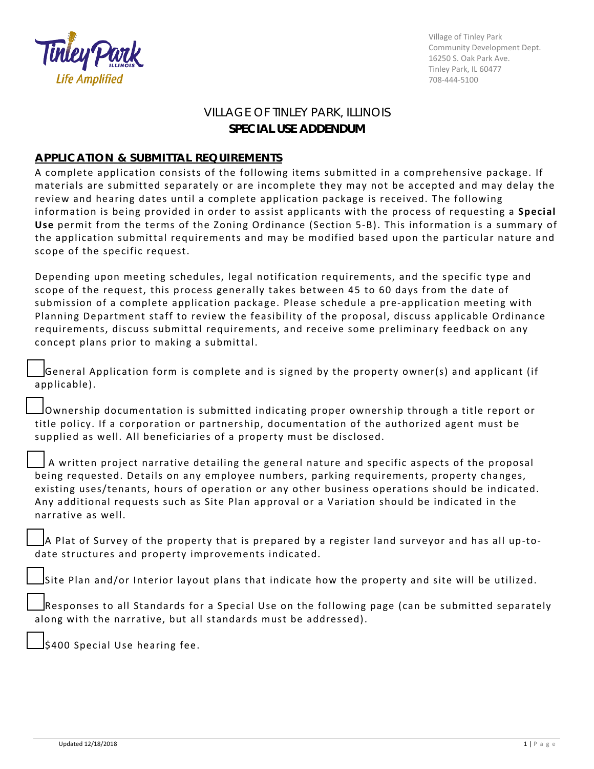Village of Tinley Park
Community Development Dept.
16250 S. Oak Park Ave.
Tinley Park, IL 60477
708-444-5100

# VILLAGE OF TINLEY PARK, ILLINOIS
# SPECIAL USE ADDENDUM

## APPLICATION & SUBMITTAL REQUIREMENTS

A complete application consists of the following items submitted in a comprehensive package. If materials are submitted separately or are incomplete they may not be accepted and may delay the review and hearing dates until a complete application package is received. The following information is being provided in order to assist applicants with the process of requesting a **Special Use** permit from the terms of the Zoning Ordinance (Section 5-B). This information is a summary of the application submittal requirements and may be modified based upon the particular nature and scope of the specific request.

Depending upon meeting schedules, legal notification requirements, and the specific type and scope of the request, this process generally takes between 45 to 60 days from the date of submission of a complete application package. Please schedule a pre-application meeting with Planning Department staff to review the feasibility of the proposal, discuss applicable Ordinance requirements, discuss submittal requirements, and receive some preliminary feedback on any concept plans prior to making a submittal.

- [ ] General Application form is complete and is signed by the property owner(s) and applicant (if applicable).
- [ ] Ownership documentation is submitted indicating proper ownership through a title report or title policy. If a corporation or partnership, documentation of the authorized agent must be supplied as well. All beneficiaries of a property must be disclosed.
- [ ] A written project narrative detailing the general nature and specific aspects of the proposal being requested. Details on any employee numbers, parking requirements, property changes, existing uses/tenants, hours of operation or any other business operations should be indicated. Any additional requests such as Site Plan approval or a Variation should be indicated in the narrative as well.
- [ ] A Plat of Survey of the property that is prepared by a register land surveyor and has all up-to-date structures and property improvements indicated.
- [ ] Site Plan and/or Interior layout plans that indicate how the property and site will be utilized.
- [ ] Responses to all Standards for a Special Use on the following page (can be submitted separately along with the narrative, but all standards must be addressed).
- [ ] $400 Special Use hearing fee.

Updated 12/18/2018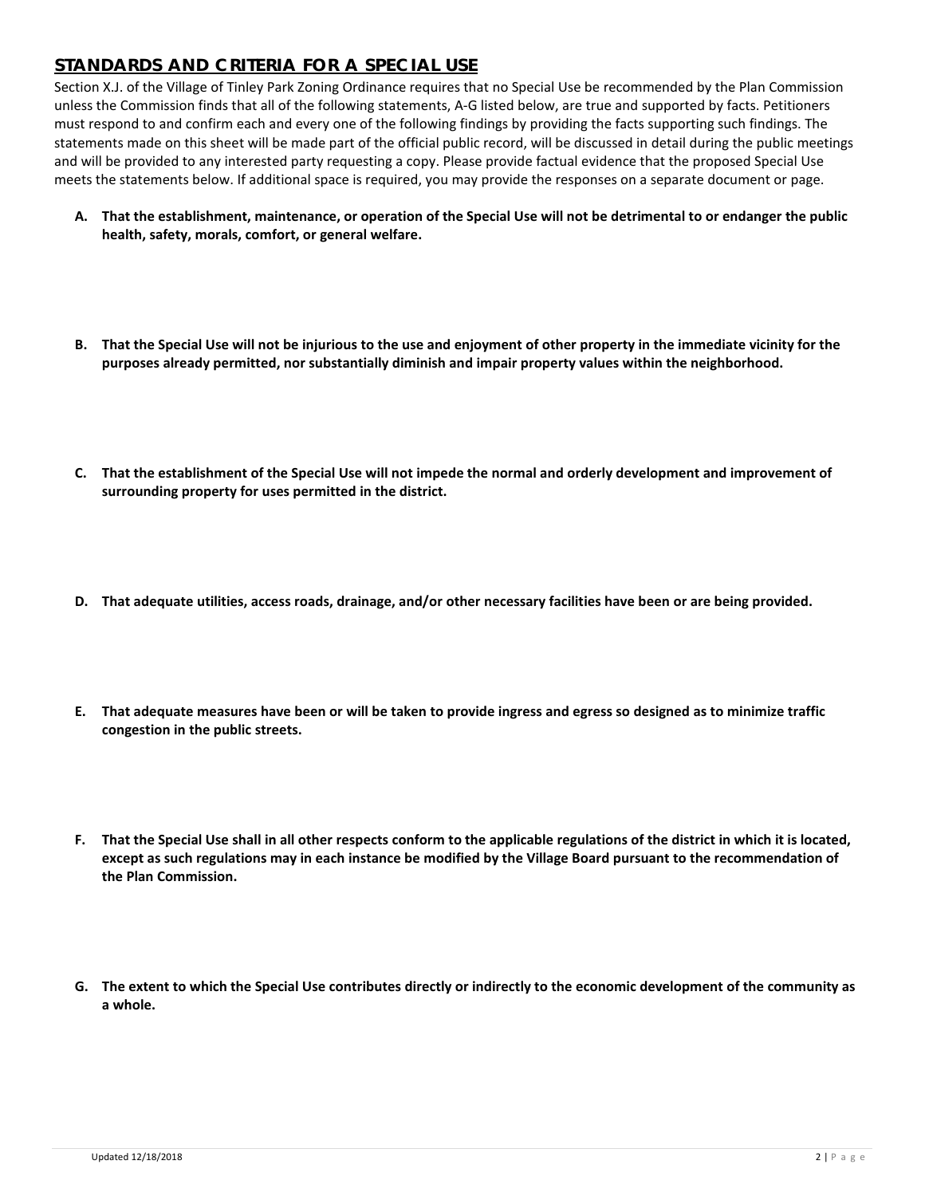## STANDARDS AND CRITERIA FOR A SPECIAL USE

Section X.J. of the Village of Tinley Park Zoning Ordinance requires that no Special Use be recommended by the Plan Commission unless the Commission finds that all of the following statements, A-G listed below, are true and supported by facts. Petitioners must respond to and confirm each and every one of the following findings by providing the facts supporting such findings. The statements made on this sheet will be made part of the official public record, will be discussed in detail during the public meetings and will be provided to any interested party requesting a copy. Please provide factual evidence that the proposed Special Use meets the statements below. If additional space is required, you may provide the responses on a separate document or page.

**A. That the establishment, maintenance, or operation of the Special Use will not be detrimental to or endanger the public health, safety, morals, comfort, or general welfare.**

**B. That the Special Use will not be injurious to the use and enjoyment of other property in the immediate vicinity for the purposes already permitted, nor substantially diminish and impair property values within the neighborhood.**

**C. That the establishment of the Special Use will not impede the normal and orderly development and improvement of surrounding property for uses permitted in the district.**

**D. That adequate utilities, access roads, drainage, and/or other necessary facilities have been or are being provided.**

**E. That adequate measures have been or will be taken to provide ingress and egress so designed as to minimize traffic congestion in the public streets.**

**F. That the Special Use shall in all other respects conform to the applicable regulations of the district in which it is located, except as such regulations may in each instance be modified by the Village Board pursuant to the recommendation of the Plan Commission.**

**G. The extent to which the Special Use contributes directly or indirectly to the economic development of the community as a whole.**